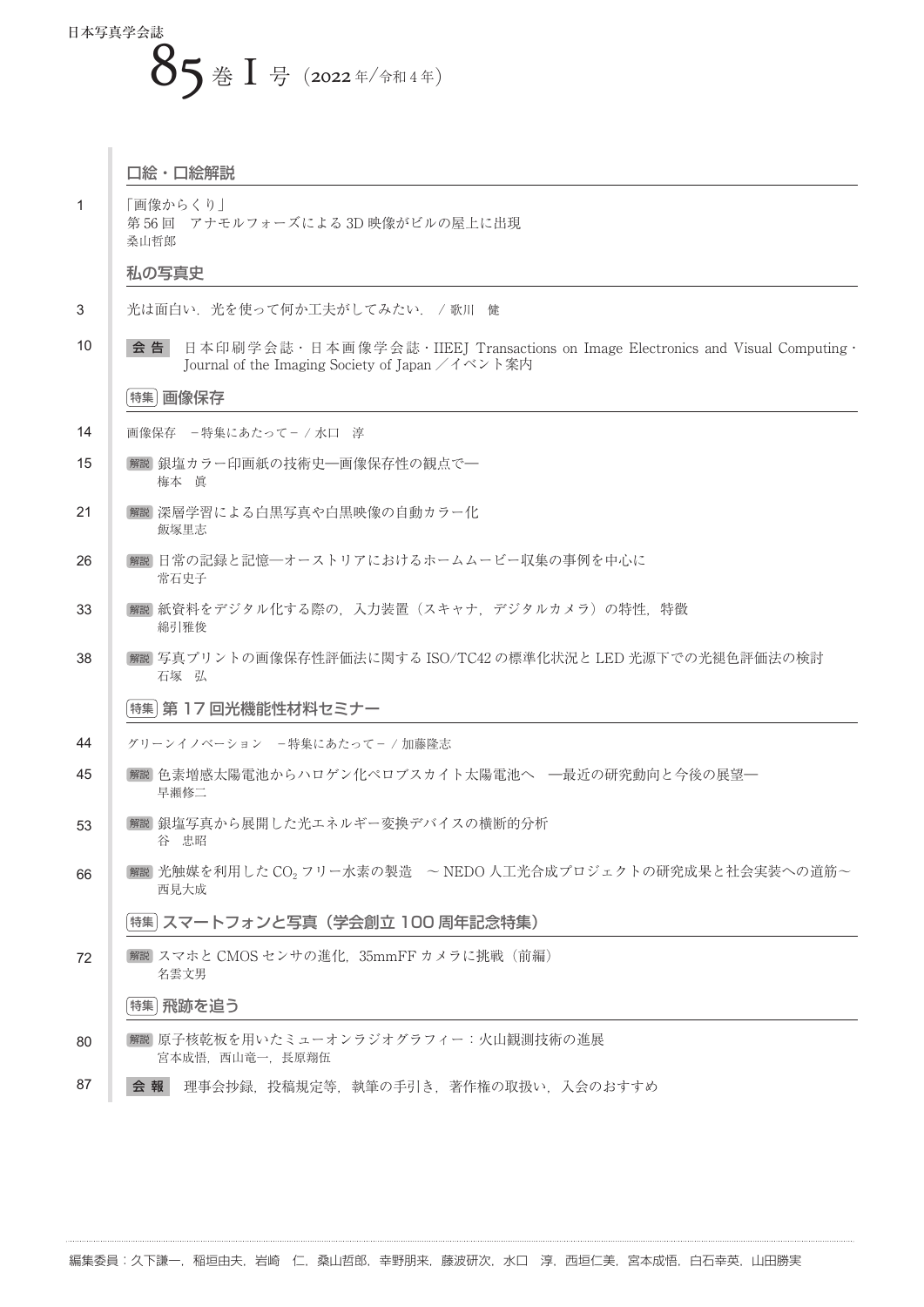日本写真学会誌

# 85巻 I 号（2022年/令和4年）

## 口絵・口絵解説

1 「画像からくり」
第56回　アナモルフォーズによる3D映像がビルの屋上に出現
桑山哲郎

## 私の写真史

3 光は面白い．光を使って何か工夫がしてみたい． / 歌川　健

10 **会告**　日本印刷学会誌・日本画像学会誌・IIEEJ Transactions on Image Electronics and Visual Computing・Journal of the Imaging Society of Japan ／イベント案内

## 特集 画像保存

14 画像保存　－特集にあたって－ / 水口　淳

15 解説 銀塩カラー印画紙の技術史—画像保存性の観点で—
梅本　眞

21 解説 深層学習による白黒写真や白黒映像の自動カラー化
飯塚里志

26 解説 日常の記録と記憶—オーストリアにおけるホームムービー収集の事例を中心に
常石史子

33 解説 紙資料をデジタル化する際の，入力装置（スキャナ，デジタルカメラ）の特性，特徴
綿引雅俊

38 解説 写真プリントの画像保存性評価法に関するISO/TC42の標準化状況とLED光源下での光褪色評価法の検討
石塚　弘

## 特集 第17回光機能性材料セミナー

44 グリーンイノベーション　－特集にあたって－ / 加藤隆志

45 解説 色素増感太陽電池からハロゲン化ペロブスカイト太陽電池へ　—最近の研究動向と今後の展望—
早瀬修二

53 解説 銀塩写真から展開した光エネルギー変換デバイスの横断的分析
谷　忠昭

66 解説 光触媒を利用した$CO_2$フリー水素の製造　～ NEDO人工光合成プロジェクトの研究成果と社会実装への道筋～
西見大成

## 特集 スマートフォンと写真（学会創立100周年記念特集）

72 解説 スマホとCMOSセンサの進化，35mmFFカメラに挑戦（前編）
名雲文男

## 特集 飛跡を追う

80 解説 原子核乾板を用いたミューオンラジオグラフィー：火山観測技術の進展
宮本成悟，西山竜一，長原翔伍

87 **会報**　理事会抄録，投稿規定等，執筆の手引き，著作権の取扱い，入会のおすすめ

編集委員：久下謙一，稲垣由夫，岩崎　仁，桑山哲郎，幸野朋来，藤波研次，水口　淳，西垣仁美，宮本成悟，白石幸英，山田勝実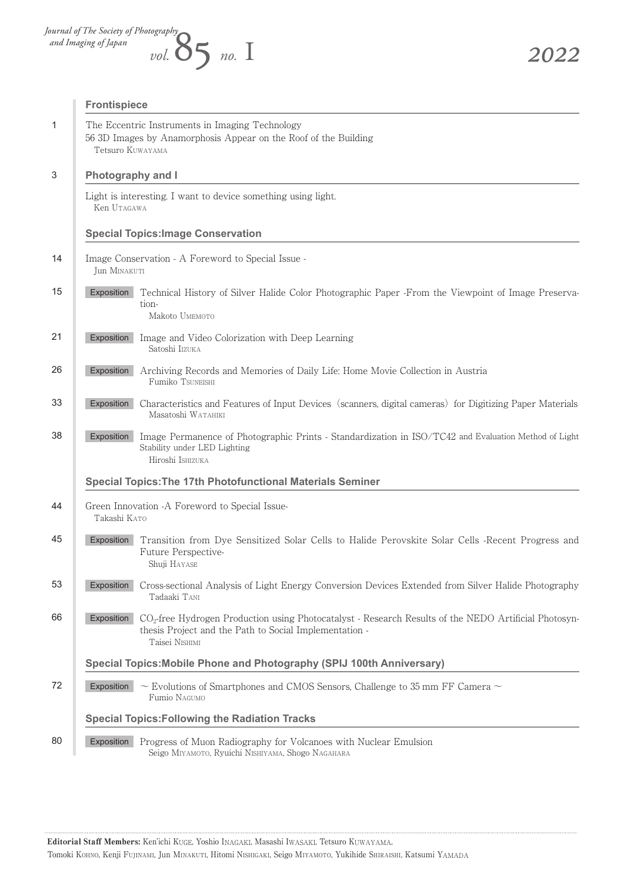# Journal of The Society of Photography and Imaging of Japan vol. 85 no. I 2022

## Frontispiece

1 The Eccentric Instruments in Imaging Technology
56 3D Images by Anamorphosis Appear on the Roof of the Building
Tetsuro KUWAYAMA

## Photography and I

3 Light is interesting. I want to device something using light.
Ken UTAGAWA

## Special Topics: Image Conservation

14 Image Conservation - A Foreword to Special Issue -
Jun MINAKUTI

15 Exposition Technical History of Silver Halide Color Photographic Paper -From the Viewpoint of Image Preservation-
Makoto UMEMOTO

21 Exposition Image and Video Colorization with Deep Learning
Satoshi IIZUKA

26 Exposition Archiving Records and Memories of Daily Life: Home Movie Collection in Austria
Fumiko TSUNEISHI

33 Exposition Characteristics and Features of Input Devices (scanners, digital cameras) for Digitizing Paper Materials
Masatoshi WATAHIKI

38 Exposition Image Permanence of Photographic Prints - Standardization in ISO/TC42 and Evaluation Method of Light Stability under LED Lighting
Hiroshi ISHIZUKA

## Special Topics: The 17th Photofunctional Materials Seminer

44 Green Innovation -A Foreword to Special Issue-
Takashi KATO

45 Exposition Transition from Dye Sensitized Solar Cells to Halide Perovskite Solar Cells -Recent Progress and Future Perspective-
Shuji HAYASE

53 Exposition Cross-sectional Analysis of Light Energy Conversion Devices Extended from Silver Halide Photography
Tadaaki TANI

66 Exposition $CO_2$-free Hydrogen Production using Photocatalyst - Research Results of the NEDO Artificial Photosynthesis Project and the Path to Social Implementation -
Taisei NISHIMI

## Special Topics: Mobile Phone and Photography (SPIJ 100th Anniversary)

72 Exposition ~ Evolutions of Smartphones and CMOS Sensors, Challenge to 35 mm FF Camera ~
Fumio NAGUMO

## Special Topics: Following the Radiation Tracks

80 Exposition Progress of Muon Radiography for Volcanoes with Nuclear Emulsion
Seigo MIYAMOTO, Ryuichi NISHIYAMA, Shogo NAGAHARA

**Editorial Staff Members:** Ken'ichi KUGE, Yoshio INAGAKI, Masashi IWASAKI, Tetsuro KUWAYAMA, Tomoki KOHNO, Kenji FUJINAMI, Jun MINAKUTI, Hitomi NISHIGAKI, Seigo MIYAMOTO, Yukihide SHIRAISHI, Katsumi YAMADA